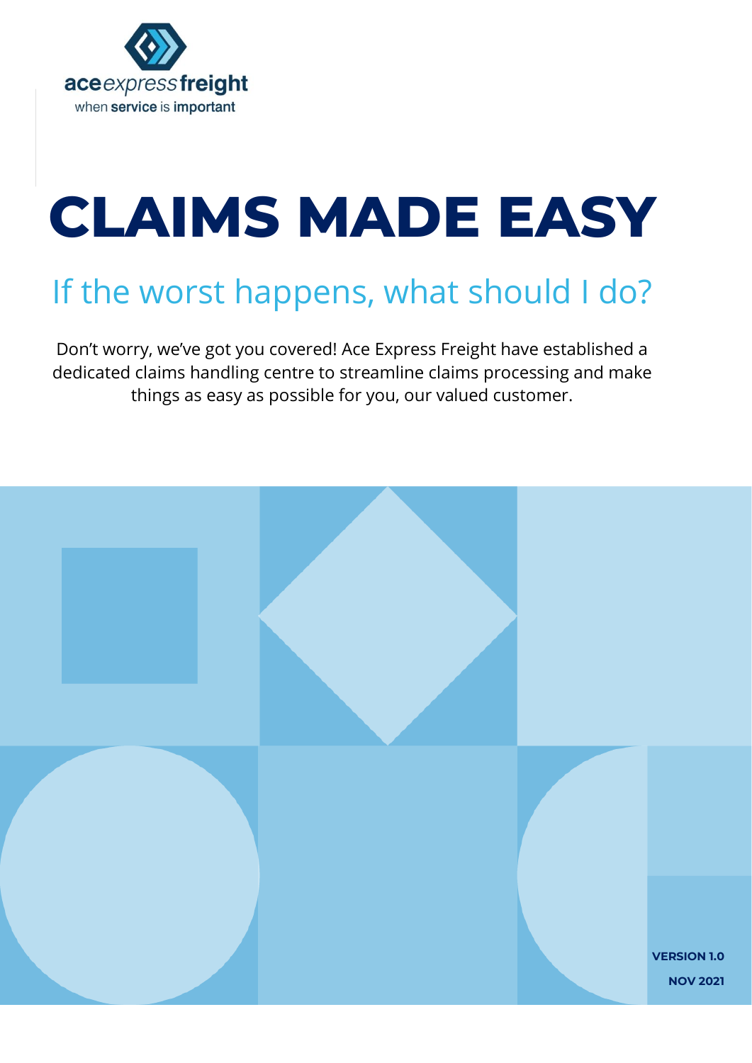aceexpressfreight
when service is important

# CLAIMS MADE EASY

## If the worst happens, what should I do?

Don't worry, we've got you covered! Ace Express Freight have established a dedicated claims handling centre to streamline claims processing and make things as easy as possible for you, our valued customer.

**VERSION 1.0**

**NOV 2021**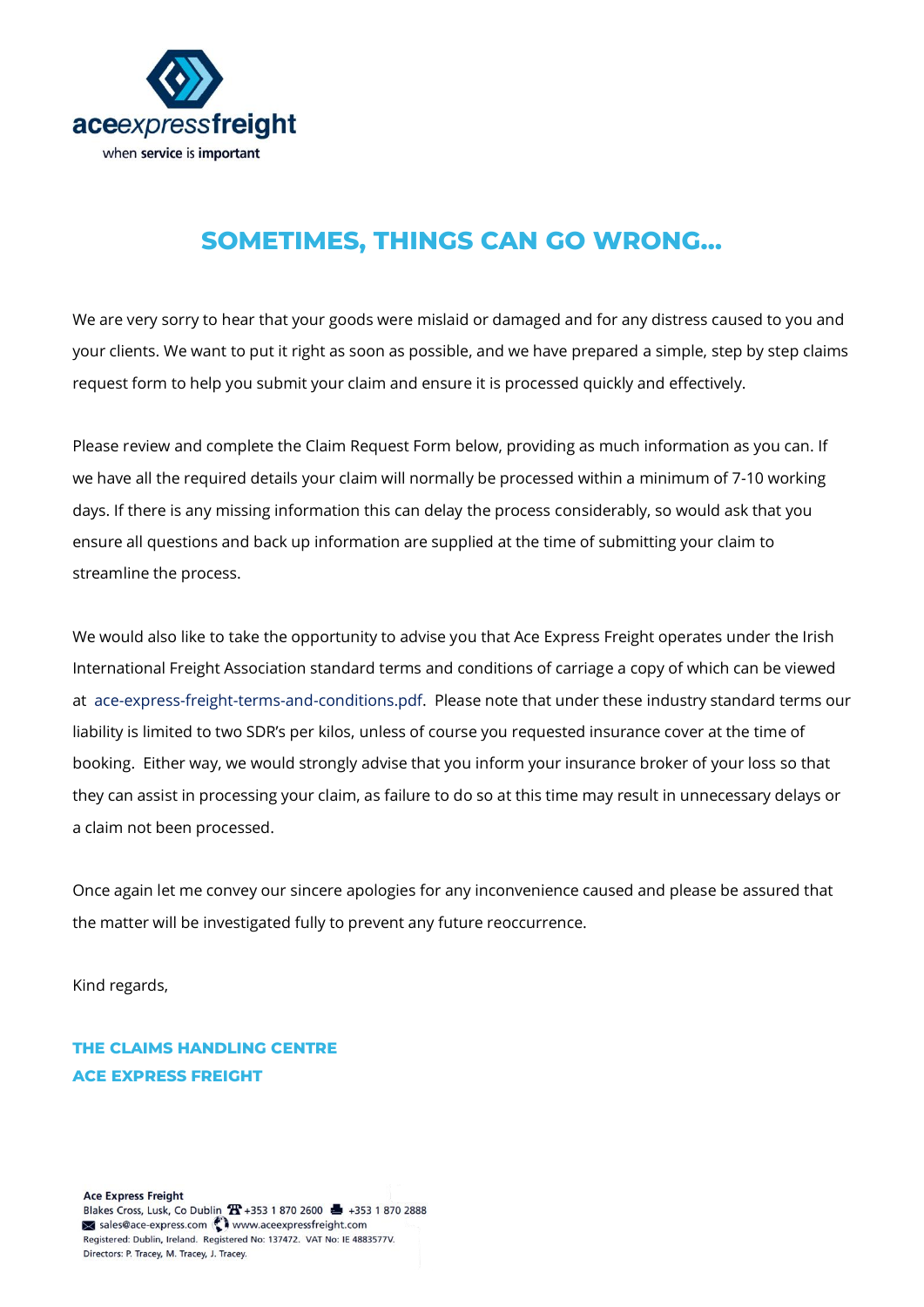# SOMETIMES, THINGS CAN GO WRONG…

We are very sorry to hear that your goods were mislaid or damaged and for any distress caused to you and your clients. We want to put it right as soon as possible, and we have prepared a simple, step by step claims request form to help you submit your claim and ensure it is processed quickly and effectively.

Please review and complete the Claim Request Form below, providing as much information as you can. If we have all the required details your claim will normally be processed within a minimum of 7-10 working days. If there is any missing information this can delay the process considerably, so would ask that you ensure all questions and back up information are supplied at the time of submitting your claim to streamline the process.

We would also like to take the opportunity to advise you that Ace Express Freight operates under the Irish International Freight Association standard terms and conditions of carriage a copy of which can be viewed at ace-express-freight-terms-and-conditions.pdf. Please note that under these industry standard terms our liability is limited to two SDR's per kilos, unless of course you requested insurance cover at the time of booking. Either way, we would strongly advise that you inform your insurance broker of your loss so that they can assist in processing your claim, as failure to do so at this time may result in unnecessary delays or a claim not been processed.

Once again let me convey our sincere apologies for any inconvenience caused and please be assured that the matter will be investigated fully to prevent any future reoccurrence.

Kind regards,

**THE CLAIMS HANDLING CENTRE**
**ACE EXPRESS FREIGHT**

**Ace Express Freight**
Blakes Cross, Lusk, Co Dublin +353 1 870 2600 +353 1 870 2888
sales@ace-express.com www.aceexpressfreight.com
Registered: Dublin, Ireland. Registered No: 137472. VAT No: IE 4883577V.
Directors: P. Tracey, M. Tracey, J. Tracey.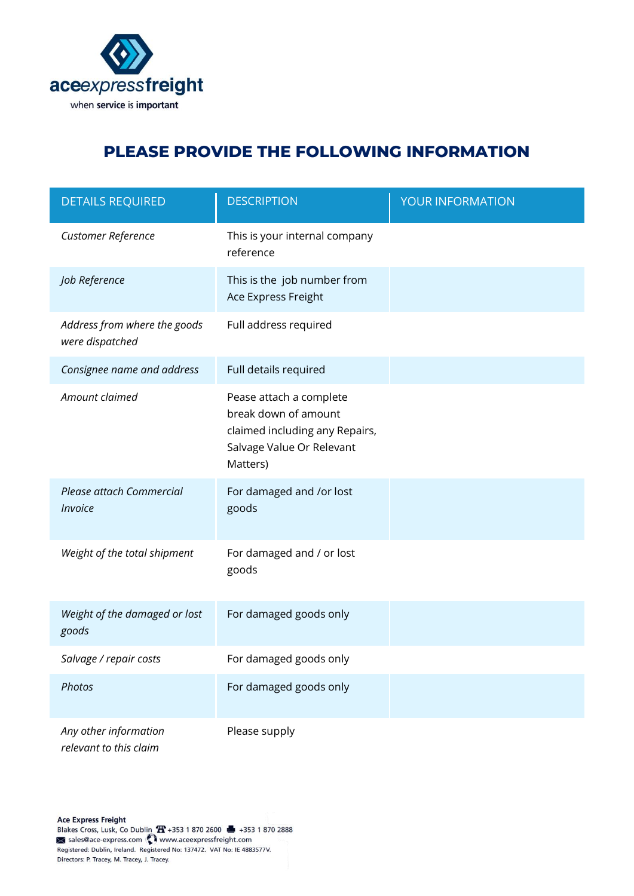aceexpressfreight

when service is important

# PLEASE PROVIDE THE FOLLOWING INFORMATION

| DETAILS REQUIRED | DESCRIPTION | YOUR INFORMATION |
|---|---|---|
| *Customer Reference* | This is your internal company reference | |
| *Job Reference* | This is the job number from Ace Express Freight | |
| *Address from where the goods were dispatched* | Full address required | |
| *Consignee name and address* | Full details required | |
| *Amount claimed* | Pease attach a complete break down of amount claimed including any Repairs, Salvage Value Or Relevant Matters) | |
| *Please attach Commercial Invoice* | For damaged and /or lost goods | |
| *Weight of the total shipment* | For damaged and / or lost goods | |
| *Weight of the damaged or lost goods* | For damaged goods only | |
| *Salvage / repair costs* | For damaged goods only | |
| *Photos* | For damaged goods only | |
| *Any other information relevant to this claim* | Please supply | |

**Ace Express Freight**
Blakes Cross, Lusk, Co Dublin +353 1 870 2600 +353 1 870 2888
sales@ace-express.com www.aceexpressfreight.com
Registered: Dublin, Ireland. Registered No: 137472. VAT No: IE 4883577V.
Directors: P. Tracey, M. Tracey, J. Tracey.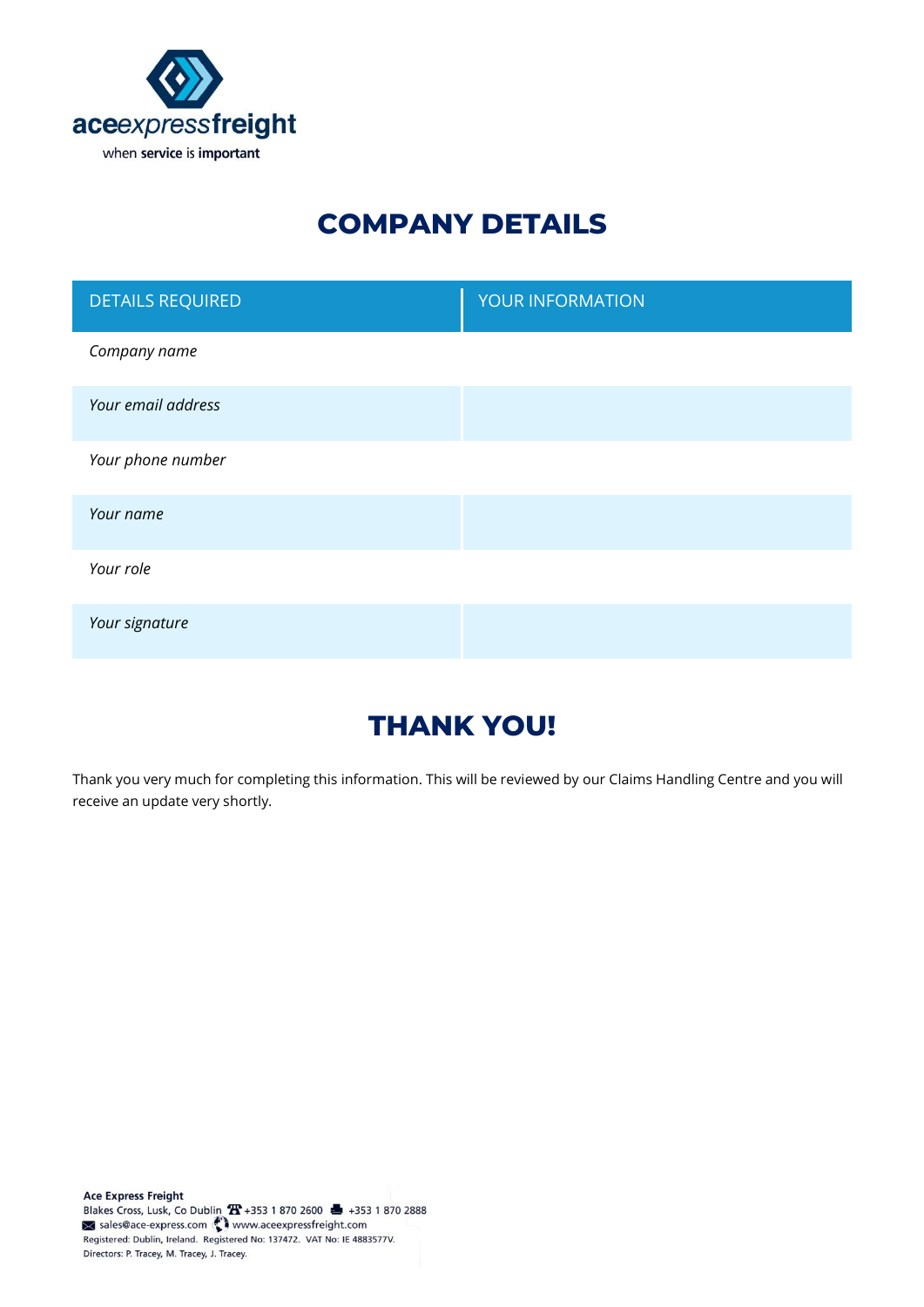aceexpressfreight

when **service** is **important**

# COMPANY DETAILS

| DETAILS REQUIRED | YOUR INFORMATION |
| --- | --- |
| *Company name* | |
| *Your email address* | |
| *Your phone number* | |
| *Your name* | |
| *Your role* | |
| *Your signature* | |

# THANK YOU!

Thank you very much for completing this information. This will be reviewed by our Claims Handling Centre and you will receive an update very shortly.

**Ace Express Freight**
Blakes Cross, Lusk, Co Dublin +353 1 870 2600 +353 1 870 2888
sales@ace-express.com www.aceexpressfreight.com
Registered: Dublin, Ireland. Registered No: 137472. VAT No: IE 4883577V.
Directors: P. Tracey, M. Tracey, J. Tracey.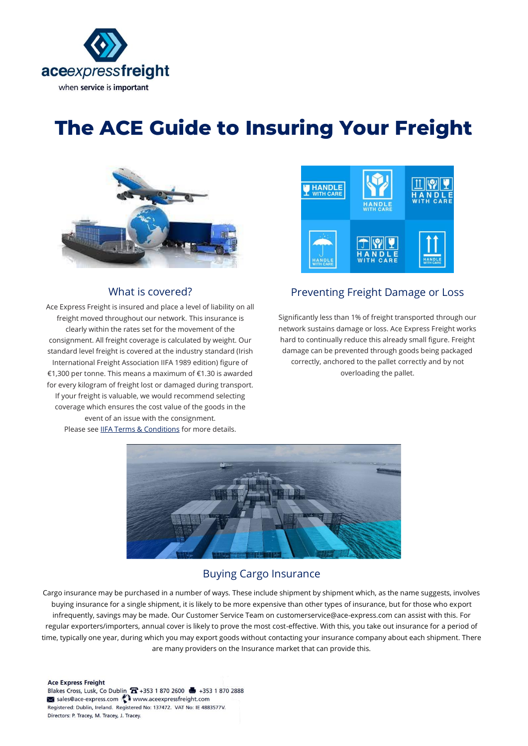aceexpressfreight

when service is important

# The ACE Guide to Insuring Your Freight

## What is covered?

Ace Express Freight is insured and place a level of liability on all freight moved throughout our network. This insurance is clearly within the rates set for the movement of the consignment. All freight coverage is calculated by weight. Our standard level freight is covered at the industry standard (Irish International Freight Association IIFA 1989 edition) figure of €1,300 per tonne. This means a maximum of €1.30 is awarded for every kilogram of freight lost or damaged during transport. If your freight is valuable, we would recommend selecting coverage which ensures the cost value of the goods in the event of an issue with the consignment.
Please see [IIFA Terms & Conditions](IIFA Terms & Conditions) for more details.

## Preventing Freight Damage or Loss

Significantly less than 1% of freight transported through our network sustains damage or loss. Ace Express Freight works hard to continually reduce this already small figure. Freight damage can be prevented through goods being packaged correctly, anchored to the pallet correctly and by not overloading the pallet.

## Buying Cargo Insurance

Cargo insurance may be purchased in a number of ways. These include shipment by shipment which, as the name suggests, involves buying insurance for a single shipment, it is likely to be more expensive than other types of insurance, but for those who export infrequently, savings may be made. Our Customer Service Team on customerservice@ace-express.com can assist with this. For regular exporters/importers, annual cover is likely to prove the most cost-effective. With this, you take out insurance for a period of time, typically one year, during which you may export goods without contacting your insurance company about each shipment. There are many providers on the Insurance market that can provide this.

**Ace Express Freight**
Blakes Cross, Lusk, Co Dublin +353 1 870 2600 +353 1 870 2888
sales@ace-express.com www.aceexpressfreight.com
Registered: Dublin, Ireland. Registered No: 137472. VAT No: IE 4883577V.
Directors: P. Tracey, M. Tracey, J. Tracey.